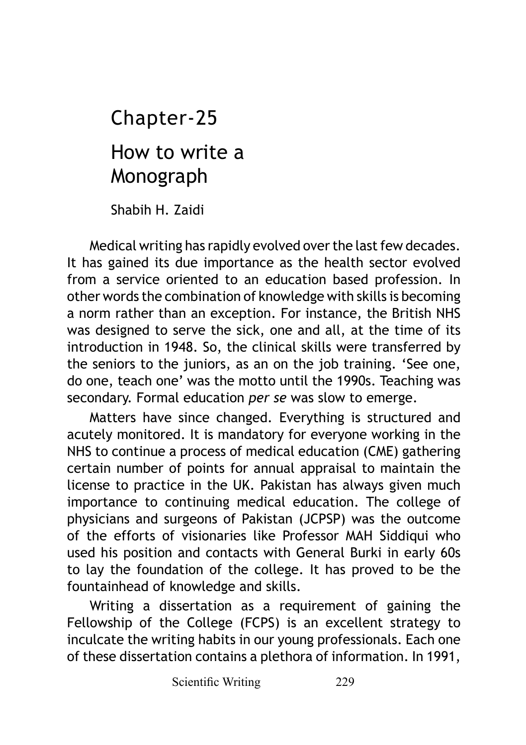# Chapter-25

# How to write a Monograph

Shabih H. Zaidi

Medical writing has rapidly evolved over the last few decades. It has gained its due importance as the health sector evolved from a service oriented to an education based profession. In other words the combination of knowledge with skills is becoming a norm rather than an exception. For instance, the British NHS was designed to serve the sick, one and all, at the time of its introduction in 1948. So, the clinical skills were transferred by the seniors to the juniors, as an on the job training. 'See one, do one, teach one' was the motto until the 1990s. Teaching was secondary. Formal education *per se* was slow to emerge.

Matters have since changed. Everything is structured and acutely monitored. It is mandatory for everyone working in the NHS to continue a process of medical education (CME) gathering certain number of points for annual appraisal to maintain the license to practice in the UK. Pakistan has always given much importance to continuing medical education. The college of physicians and surgeons of Pakistan (JCPSP) was the outcome of the efforts of visionaries like Professor MAH Siddiqui who used his position and contacts with General Burki in early 60s to lay the foundation of the college. It has proved to be the fountainhead of knowledge and skills.

Writing a dissertation as a requirement of gaining the Fellowship of the College (FCPS) is an excellent strategy to inculcate the writing habits in our young professionals. Each one of these dissertation contains a plethora of information. In 1991,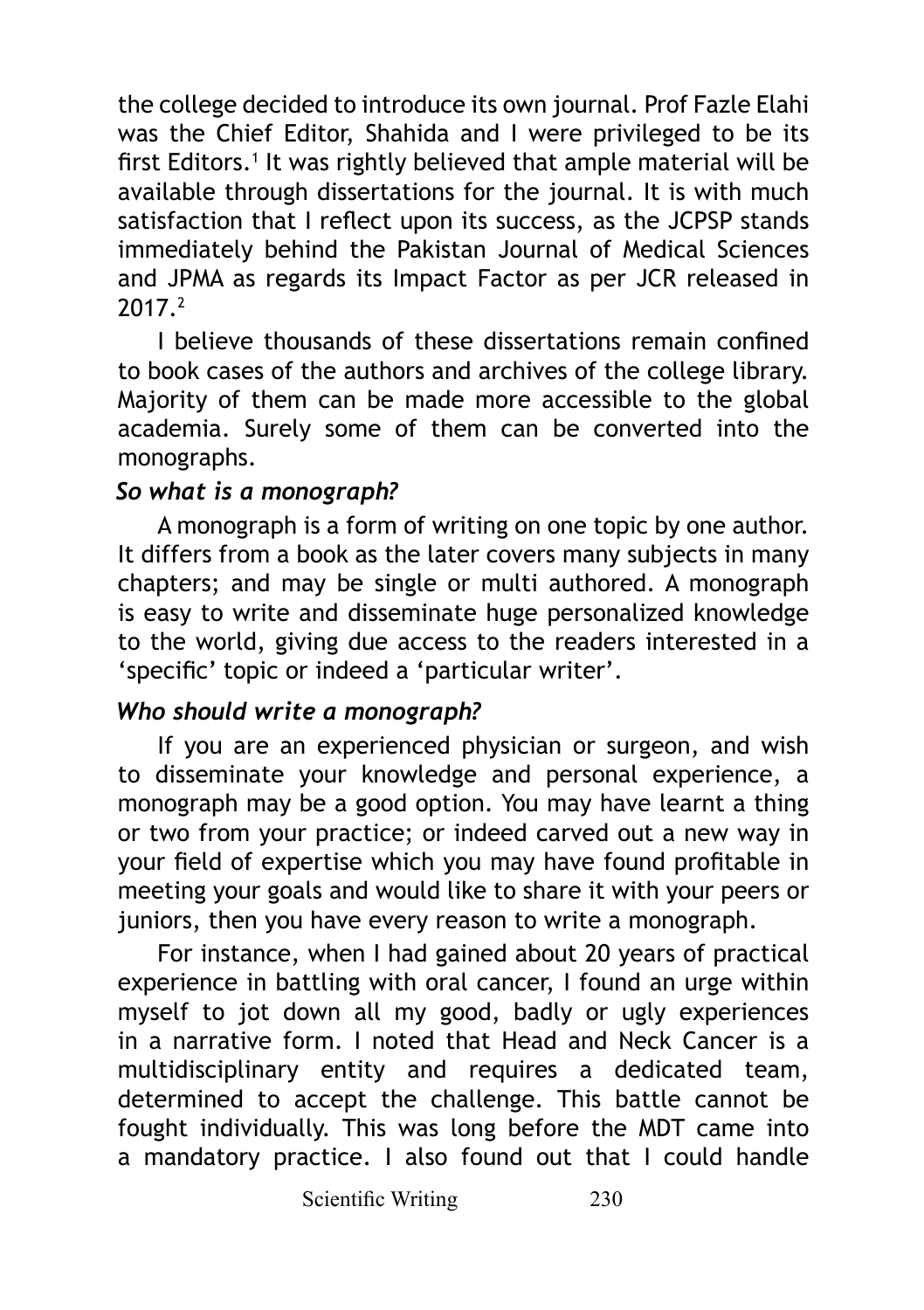the college decided to introduce its own journal. Prof Fazle Elahi was the Chief Editor, Shahida and I were privileged to be its first Editors.[1] It was rightly believed that ample material will be available through dissertations for the journal. It is with much satisfaction that I reflect upon its success, as the JCPSP stands immediately behind the Pakistan Journal of Medical Sciences and JPMA as regards its Impact Factor as per JCR released in 2017.[2]

I believe thousands of these dissertations remain confined to book cases of the authors and archives of the college library. Majority of them can be made more accessible to the global academia. Surely some of them can be converted into the monographs.

### *So what is a monograph?*

A monograph is a form of writing on one topic by one author. It differs from a book as the later covers many subjects in many chapters; and may be single or multi authored. A monograph is easy to write and disseminate huge personalized knowledge to the world, giving due access to the readers interested in a 'specific' topic or indeed a 'particular writer'.

### *Who should write a monograph?*

If you are an experienced physician or surgeon, and wish to disseminate your knowledge and personal experience, a monograph may be a good option. You may have learnt a thing or two from your practice; or indeed carved out a new way in your field of expertise which you may have found profitable in meeting your goals and would like to share it with your peers or juniors, then you have every reason to write a monograph.

For instance, when I had gained about 20 years of practical experience in battling with oral cancer, I found an urge within myself to jot down all my good, badly or ugly experiences in a narrative form. I noted that Head and Neck Cancer is a multidisciplinary entity and requires a dedicated team, determined to accept the challenge. This battle cannot be fought individually. This was long before the MDT came into a mandatory practice. I also found out that I could handle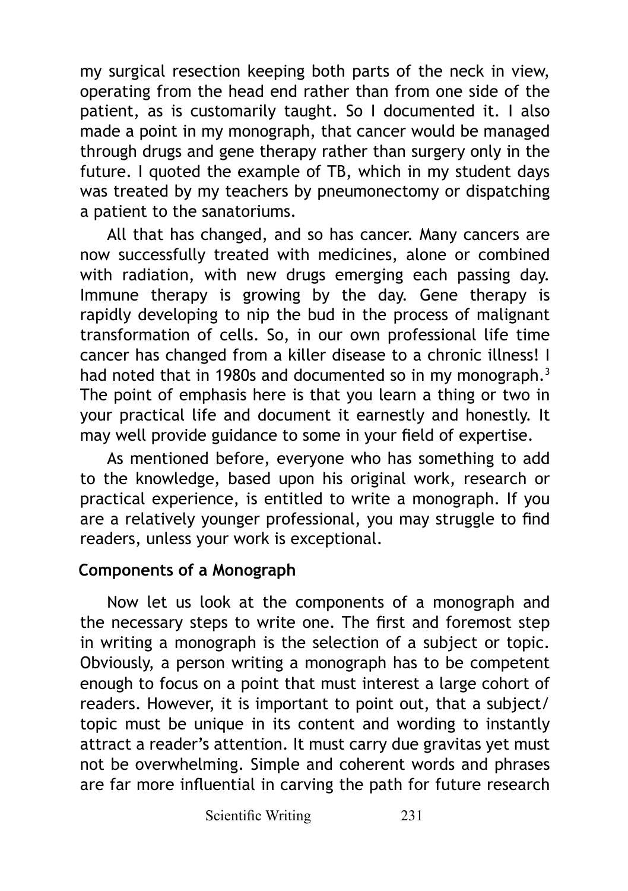my surgical resection keeping both parts of the neck in view, operating from the head end rather than from one side of the patient, as is customarily taught. So I documented it. I also made a point in my monograph, that cancer would be managed through drugs and gene therapy rather than surgery only in the future. I quoted the example of TB, which in my student days was treated by my teachers by pneumonectomy or dispatching a patient to the sanatoriums.

All that has changed, and so has cancer. Many cancers are now successfully treated with medicines, alone or combined with radiation, with new drugs emerging each passing day. Immune therapy is growing by the day. Gene therapy is rapidly developing to nip the bud in the process of malignant transformation of cells. So, in our own professional life time cancer has changed from a killer disease to a chronic illness! I had noted that in 1980s and documented so in my monograph.[3] The point of emphasis here is that you learn a thing or two in your practical life and document it earnestly and honestly. It may well provide guidance to some in your field of expertise.

As mentioned before, everyone who has something to add to the knowledge, based upon his original work, research or practical experience, is entitled to write a monograph. If you are a relatively younger professional, you may struggle to find readers, unless your work is exceptional.

## Components of a Monograph

Now let us look at the components of a monograph and the necessary steps to write one. The first and foremost step in writing a monograph is the selection of a subject or topic. Obviously, a person writing a monograph has to be competent enough to focus on a point that must interest a large cohort of readers. However, it is important to point out, that a subject/topic must be unique in its content and wording to instantly attract a reader's attention. It must carry due gravitas yet must not be overwhelming. Simple and coherent words and phrases are far more influential in carving the path for future research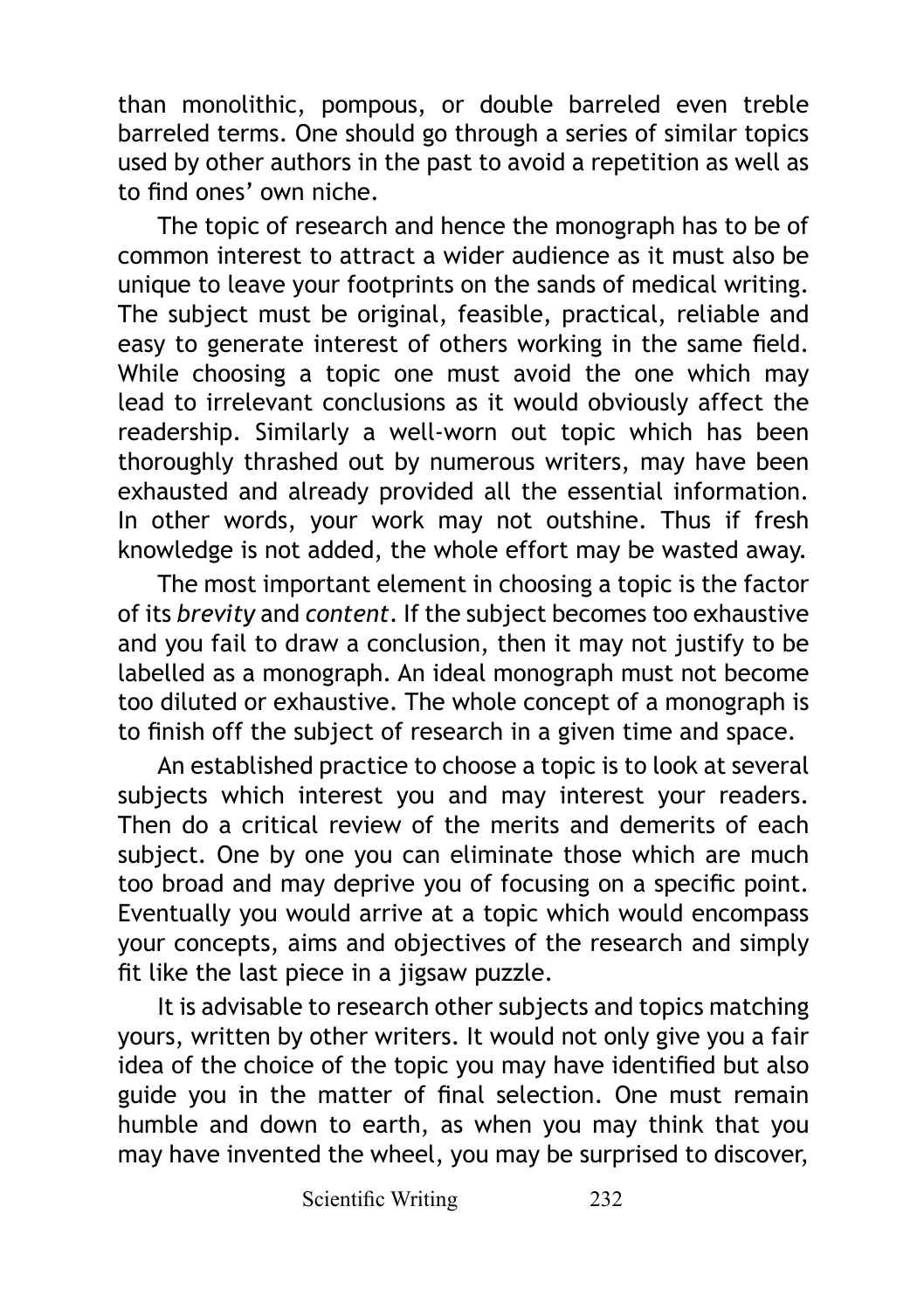than monolithic, pompous, or double barreled even treble barreled terms. One should go through a series of similar topics used by other authors in the past to avoid a repetition as well as to find ones' own niche.

The topic of research and hence the monograph has to be of common interest to attract a wider audience as it must also be unique to leave your footprints on the sands of medical writing. The subject must be original, feasible, practical, reliable and easy to generate interest of others working in the same field. While choosing a topic one must avoid the one which may lead to irrelevant conclusions as it would obviously affect the readership. Similarly a well-worn out topic which has been thoroughly thrashed out by numerous writers, may have been exhausted and already provided all the essential information. In other words, your work may not outshine. Thus if fresh knowledge is not added, the whole effort may be wasted away.

The most important element in choosing a topic is the factor of its *brevity* and *content*. If the subject becomes too exhaustive and you fail to draw a conclusion, then it may not justify to be labelled as a monograph. An ideal monograph must not become too diluted or exhaustive. The whole concept of a monograph is to finish off the subject of research in a given time and space.

An established practice to choose a topic is to look at several subjects which interest you and may interest your readers. Then do a critical review of the merits and demerits of each subject. One by one you can eliminate those which are much too broad and may deprive you of focusing on a specific point. Eventually you would arrive at a topic which would encompass your concepts, aims and objectives of the research and simply fit like the last piece in a jigsaw puzzle.

It is advisable to research other subjects and topics matching yours, written by other writers. It would not only give you a fair idea of the choice of the topic you may have identified but also guide you in the matter of final selection. One must remain humble and down to earth, as when you may think that you may have invented the wheel, you may be surprised to discover,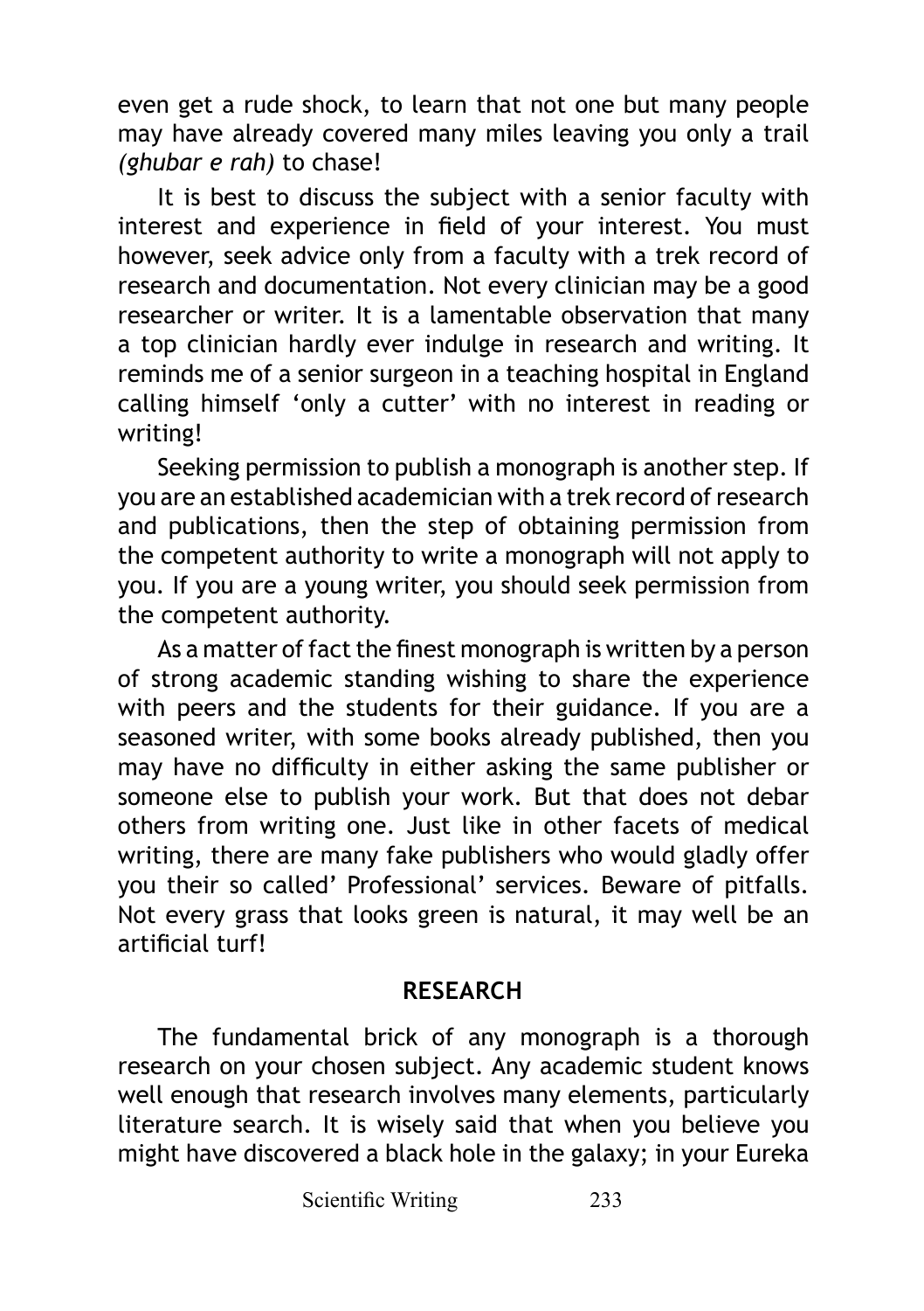even get a rude shock, to learn that not one but many people may have already covered many miles leaving you only a trail *(ghubar e rah)* to chase!

It is best to discuss the subject with a senior faculty with interest and experience in field of your interest. You must however, seek advice only from a faculty with a trek record of research and documentation. Not every clinician may be a good researcher or writer. It is a lamentable observation that many a top clinician hardly ever indulge in research and writing. It reminds me of a senior surgeon in a teaching hospital in England calling himself 'only a cutter' with no interest in reading or writing!

Seeking permission to publish a monograph is another step. If you are an established academician with a trek record of research and publications, then the step of obtaining permission from the competent authority to write a monograph will not apply to you. If you are a young writer, you should seek permission from the competent authority.

As a matter of fact the finest monograph is written by a person of strong academic standing wishing to share the experience with peers and the students for their guidance. If you are a seasoned writer, with some books already published, then you may have no difficulty in either asking the same publisher or someone else to publish your work. But that does not debar others from writing one. Just like in other facets of medical writing, there are many fake publishers who would gladly offer you their so called' Professional' services. Beware of pitfalls. Not every grass that looks green is natural, it may well be an artificial turf!

## RESEARCH

The fundamental brick of any monograph is a thorough research on your chosen subject. Any academic student knows well enough that research involves many elements, particularly literature search. It is wisely said that when you believe you might have discovered a black hole in the galaxy; in your Eureka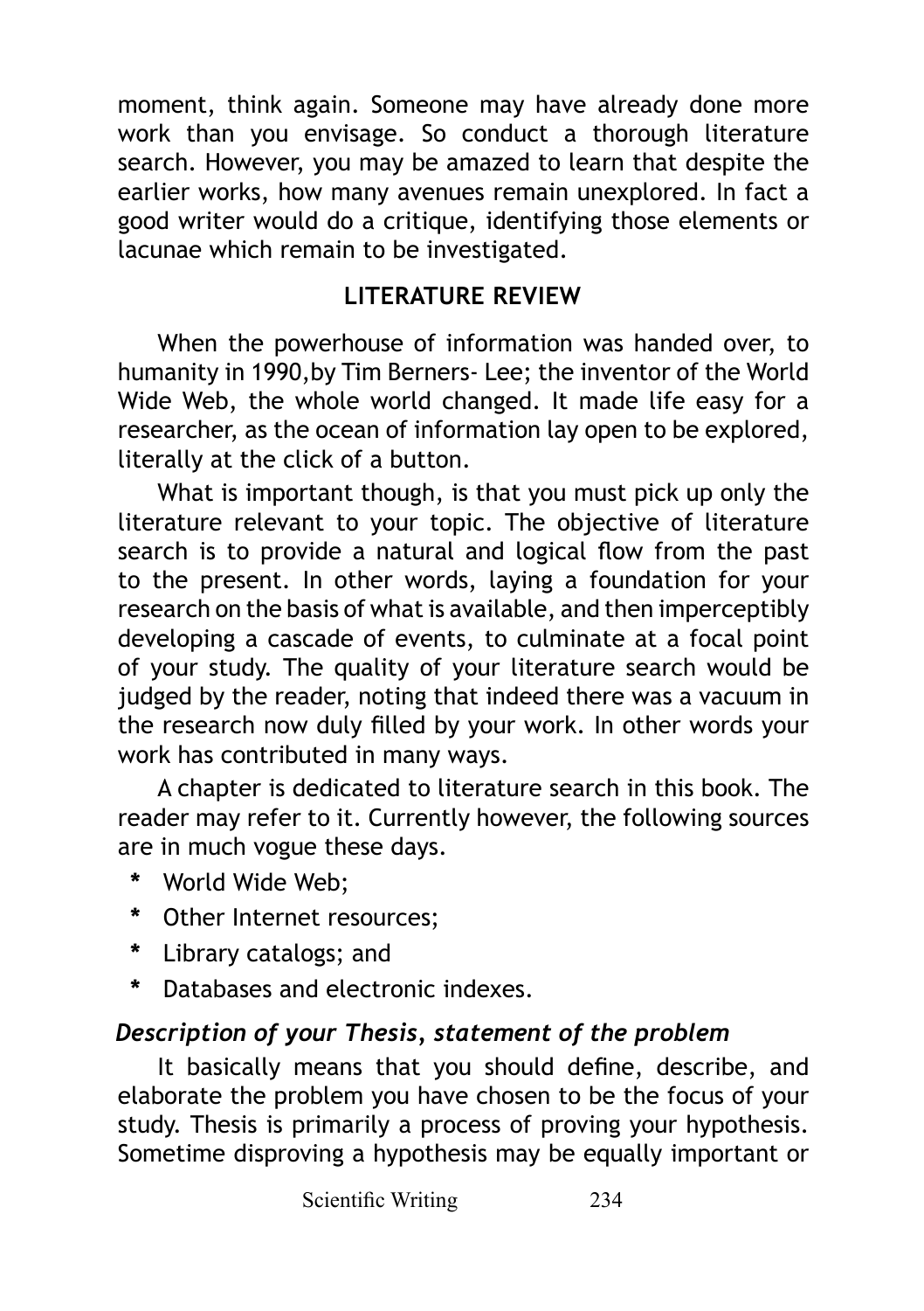moment, think again. Someone may have already done more work than you envisage. So conduct a thorough literature search. However, you may be amazed to learn that despite the earlier works, how many avenues remain unexplored. In fact a good writer would do a critique, identifying those elements or lacunae which remain to be investigated.

## LITERATURE REVIEW

When the powerhouse of information was handed over, to humanity in 1990,by Tim Berners- Lee; the inventor of the World Wide Web, the whole world changed. It made life easy for a researcher, as the ocean of information lay open to be explored, literally at the click of a button.

What is important though, is that you must pick up only the literature relevant to your topic. The objective of literature search is to provide a natural and logical flow from the past to the present. In other words, laying a foundation for your research on the basis of what is available, and then imperceptibly developing a cascade of events, to culminate at a focal point of your study. The quality of your literature search would be judged by the reader, noting that indeed there was a vacuum in the research now duly filled by your work. In other words your work has contributed in many ways.

A chapter is dedicated to literature search in this book. The reader may refer to it. Currently however, the following sources are in much vogue these days.

* World Wide Web;
* Other Internet resources;
* Library catalogs; and
* Databases and electronic indexes.

### *Description of your Thesis, statement of the problem*

It basically means that you should define, describe, and elaborate the problem you have chosen to be the focus of your study. Thesis is primarily a process of proving your hypothesis. Sometime disproving a hypothesis may be equally important or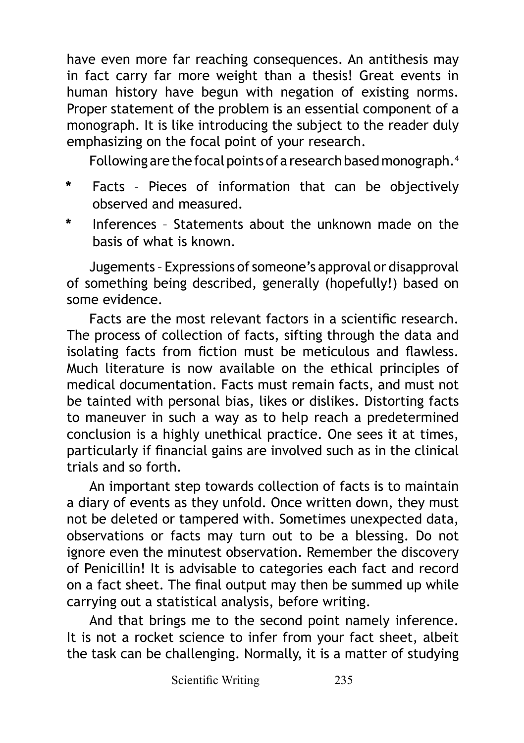have even more far reaching consequences. An antithesis may in fact carry far more weight than a thesis! Great events in human history have begun with negation of existing norms. Proper statement of the problem is an essential component of a monograph. It is like introducing the subject to the reader duly emphasizing on the focal point of your research.

Following are the focal points of a research based monograph.[4]

* Facts – Pieces of information that can be objectively observed and measured.
* Inferences – Statements about the unknown made on the basis of what is known.

Jugements – Expressions of someone's approval or disapproval of something being described, generally (hopefully!) based on some evidence.

Facts are the most relevant factors in a scientific research. The process of collection of facts, sifting through the data and isolating facts from fiction must be meticulous and flawless. Much literature is now available on the ethical principles of medical documentation. Facts must remain facts, and must not be tainted with personal bias, likes or dislikes. Distorting facts to maneuver in such a way as to help reach a predetermined conclusion is a highly unethical practice. One sees it at times, particularly if financial gains are involved such as in the clinical trials and so forth.

An important step towards collection of facts is to maintain a diary of events as they unfold. Once written down, they must not be deleted or tampered with. Sometimes unexpected data, observations or facts may turn out to be a blessing. Do not ignore even the minutest observation. Remember the discovery of Penicillin! It is advisable to categories each fact and record on a fact sheet. The final output may then be summed up while carrying out a statistical analysis, before writing.

And that brings me to the second point namely inference. It is not a rocket science to infer from your fact sheet, albeit the task can be challenging. Normally, it is a matter of studying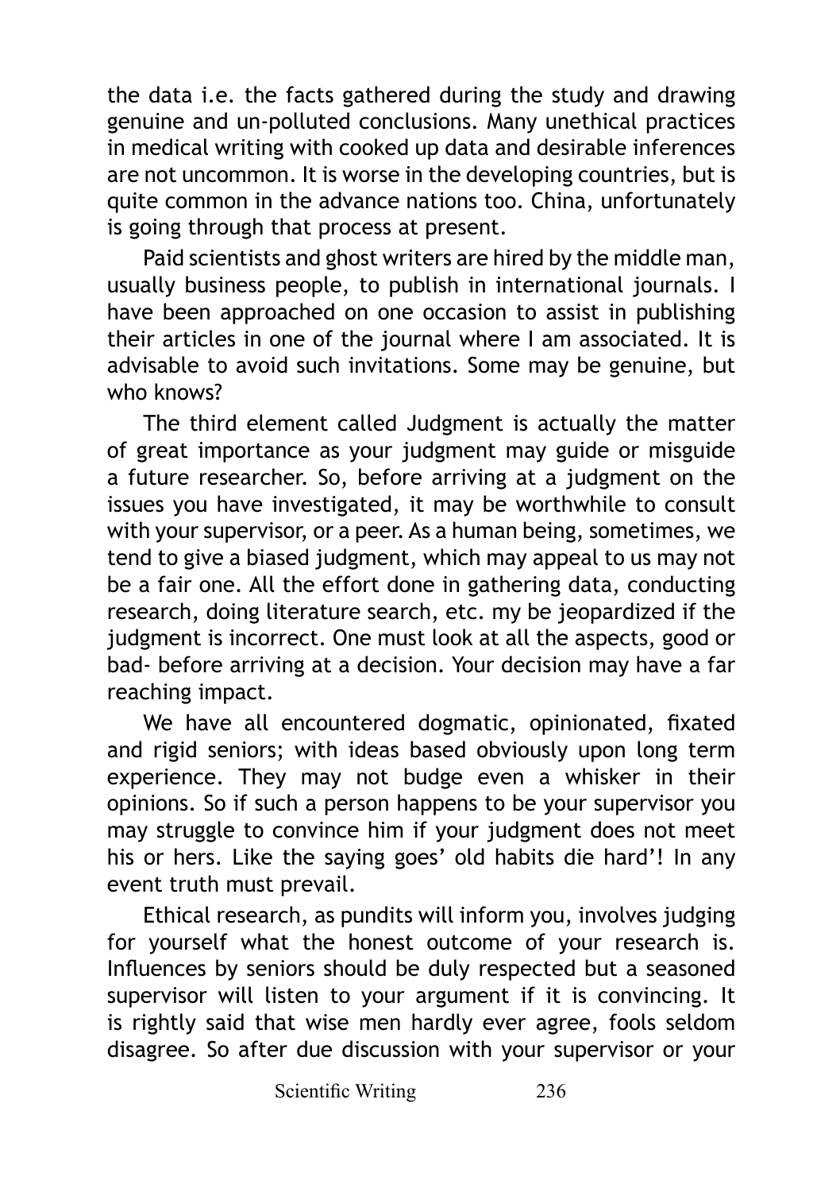the data i.e. the facts gathered during the study and drawing genuine and un-polluted conclusions. Many unethical practices in medical writing with cooked up data and desirable inferences are not uncommon. It is worse in the developing countries, but is quite common in the advance nations too. China, unfortunately is going through that process at present.

Paid scientists and ghost writers are hired by the middle man, usually business people, to publish in international journals. I have been approached on one occasion to assist in publishing their articles in one of the journal where I am associated. It is advisable to avoid such invitations. Some may be genuine, but who knows?

The third element called Judgment is actually the matter of great importance as your judgment may guide or misguide a future researcher. So, before arriving at a judgment on the issues you have investigated, it may be worthwhile to consult with your supervisor, or a peer. As a human being, sometimes, we tend to give a biased judgment, which may appeal to us may not be a fair one. All the effort done in gathering data, conducting research, doing literature search, etc. my be jeopardized if the judgment is incorrect. One must look at all the aspects, good or bad- before arriving at a decision. Your decision may have a far reaching impact.

We have all encountered dogmatic, opinionated, fixated and rigid seniors; with ideas based obviously upon long term experience. They may not budge even a whisker in their opinions. So if such a person happens to be your supervisor you may struggle to convince him if your judgment does not meet his or hers. Like the saying goes' old habits die hard'! In any event truth must prevail.

Ethical research, as pundits will inform you, involves judging for yourself what the honest outcome of your research is. Influences by seniors should be duly respected but a seasoned supervisor will listen to your argument if it is convincing. It is rightly said that wise men hardly ever agree, fools seldom disagree. So after due discussion with your supervisor or your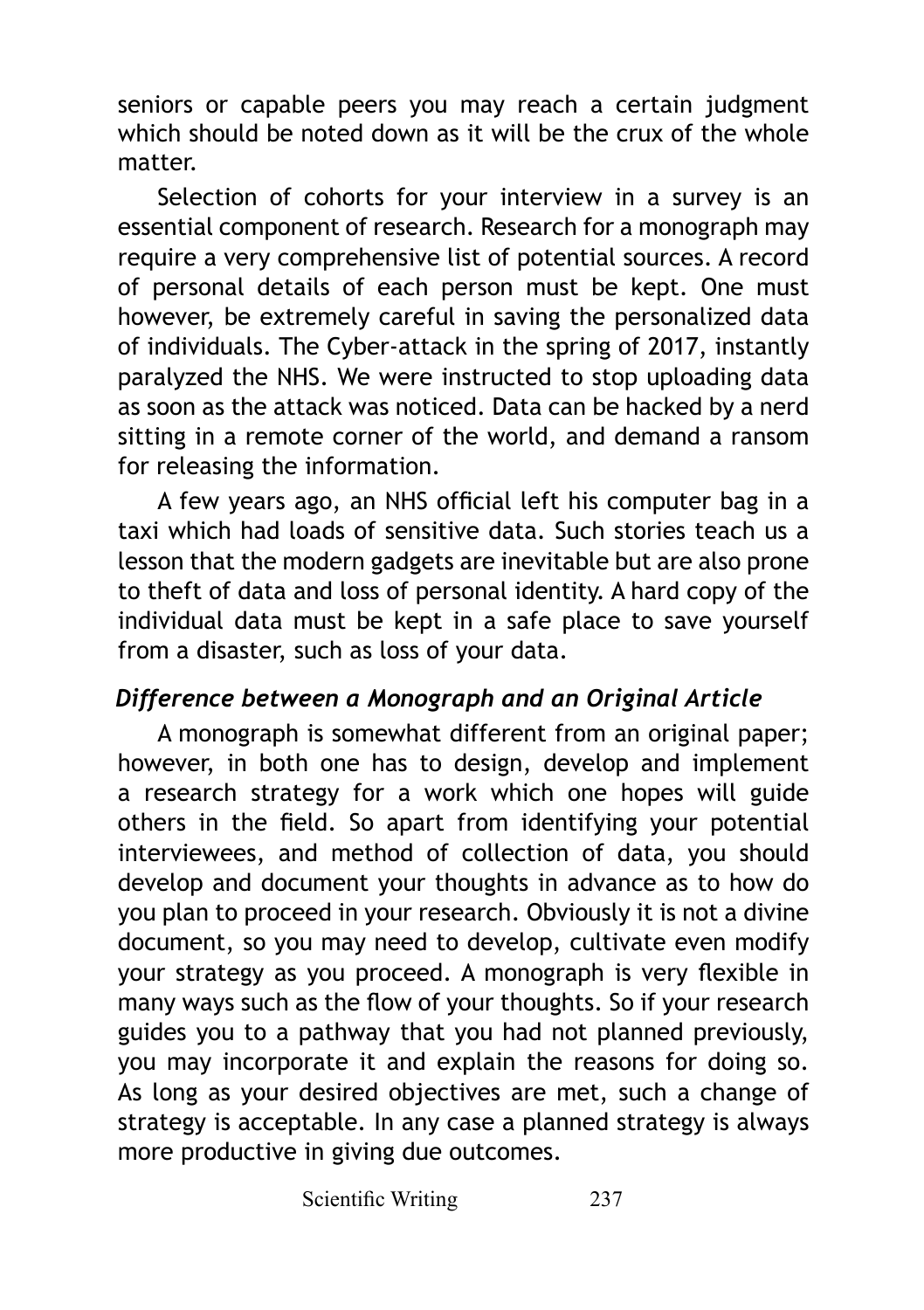seniors or capable peers you may reach a certain judgment which should be noted down as it will be the crux of the whole matter.

Selection of cohorts for your interview in a survey is an essential component of research. Research for a monograph may require a very comprehensive list of potential sources. A record of personal details of each person must be kept. One must however, be extremely careful in saving the personalized data of individuals. The Cyber-attack in the spring of 2017, instantly paralyzed the NHS. We were instructed to stop uploading data as soon as the attack was noticed. Data can be hacked by a nerd sitting in a remote corner of the world, and demand a ransom for releasing the information.

A few years ago, an NHS official left his computer bag in a taxi which had loads of sensitive data. Such stories teach us a lesson that the modern gadgets are inevitable but are also prone to theft of data and loss of personal identity. A hard copy of the individual data must be kept in a safe place to save yourself from a disaster, such as loss of your data.

### *Difference between a Monograph and an Original Article*

A monograph is somewhat different from an original paper; however, in both one has to design, develop and implement a research strategy for a work which one hopes will guide others in the field. So apart from identifying your potential interviewees, and method of collection of data, you should develop and document your thoughts in advance as to how do you plan to proceed in your research. Obviously it is not a divine document, so you may need to develop, cultivate even modify your strategy as you proceed. A monograph is very flexible in many ways such as the flow of your thoughts. So if your research guides you to a pathway that you had not planned previously, you may incorporate it and explain the reasons for doing so. As long as your desired objectives are met, such a change of strategy is acceptable. In any case a planned strategy is always more productive in giving due outcomes.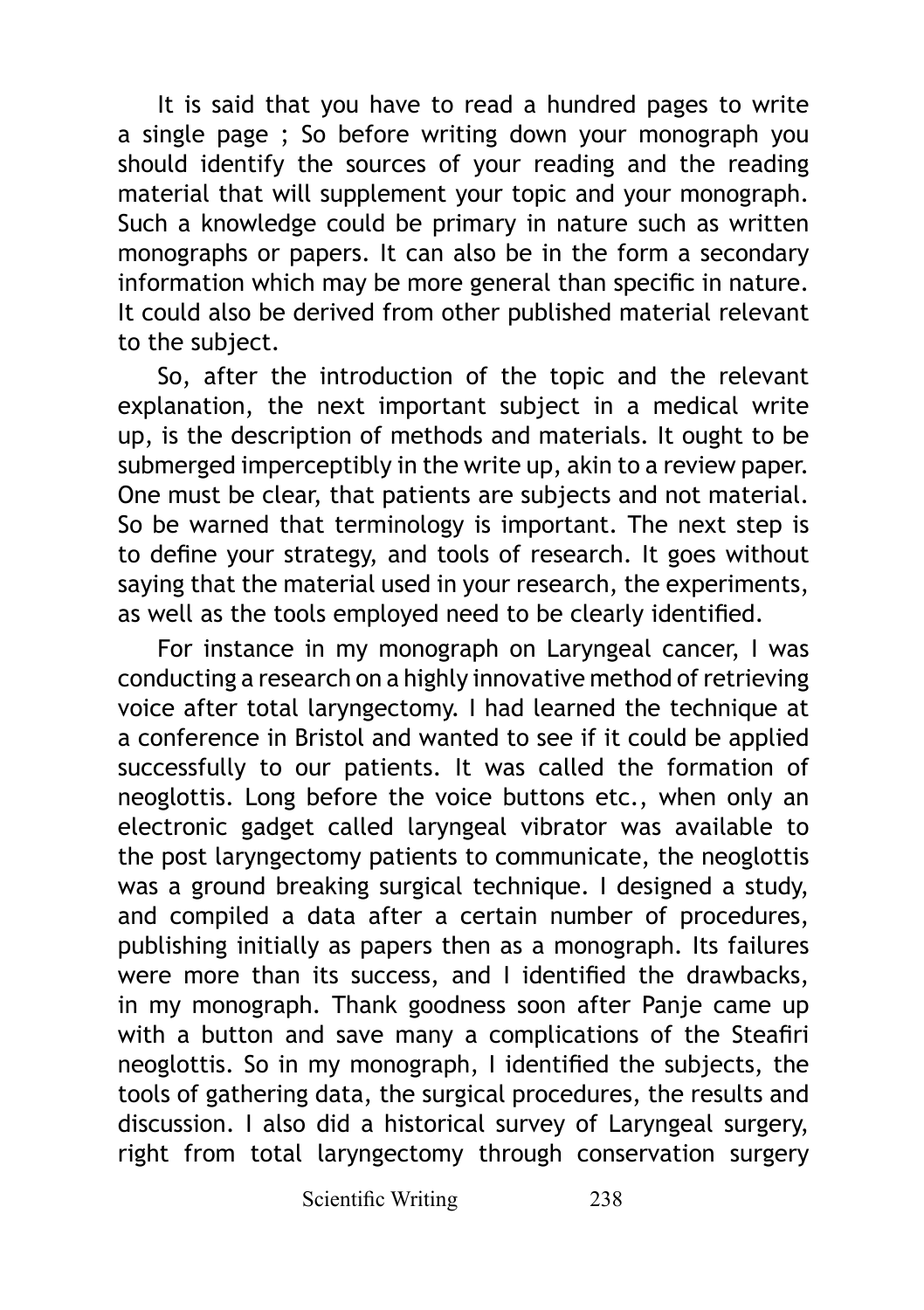It is said that you have to read a hundred pages to write a single page ; So before writing down your monograph you should identify the sources of your reading and the reading material that will supplement your topic and your monograph. Such a knowledge could be primary in nature such as written monographs or papers. It can also be in the form a secondary information which may be more general than specific in nature. It could also be derived from other published material relevant to the subject.

So, after the introduction of the topic and the relevant explanation, the next important subject in a medical write up, is the description of methods and materials. It ought to be submerged imperceptibly in the write up, akin to a review paper. One must be clear, that patients are subjects and not material. So be warned that terminology is important. The next step is to define your strategy, and tools of research. It goes without saying that the material used in your research, the experiments, as well as the tools employed need to be clearly identified.

For instance in my monograph on Laryngeal cancer, I was conducting a research on a highly innovative method of retrieving voice after total laryngectomy. I had learned the technique at a conference in Bristol and wanted to see if it could be applied successfully to our patients. It was called the formation of neoglottis. Long before the voice buttons etc., when only an electronic gadget called laryngeal vibrator was available to the post laryngectomy patients to communicate, the neoglottis was a ground breaking surgical technique. I designed a study, and compiled a data after a certain number of procedures, publishing initially as papers then as a monograph. Its failures were more than its success, and I identified the drawbacks, in my monograph. Thank goodness soon after Panje came up with a button and save many a complications of the Steafiri neoglottis. So in my monograph, I identified the subjects, the tools of gathering data, the surgical procedures, the results and discussion. I also did a historical survey of Laryngeal surgery, right from total laryngectomy through conservation surgery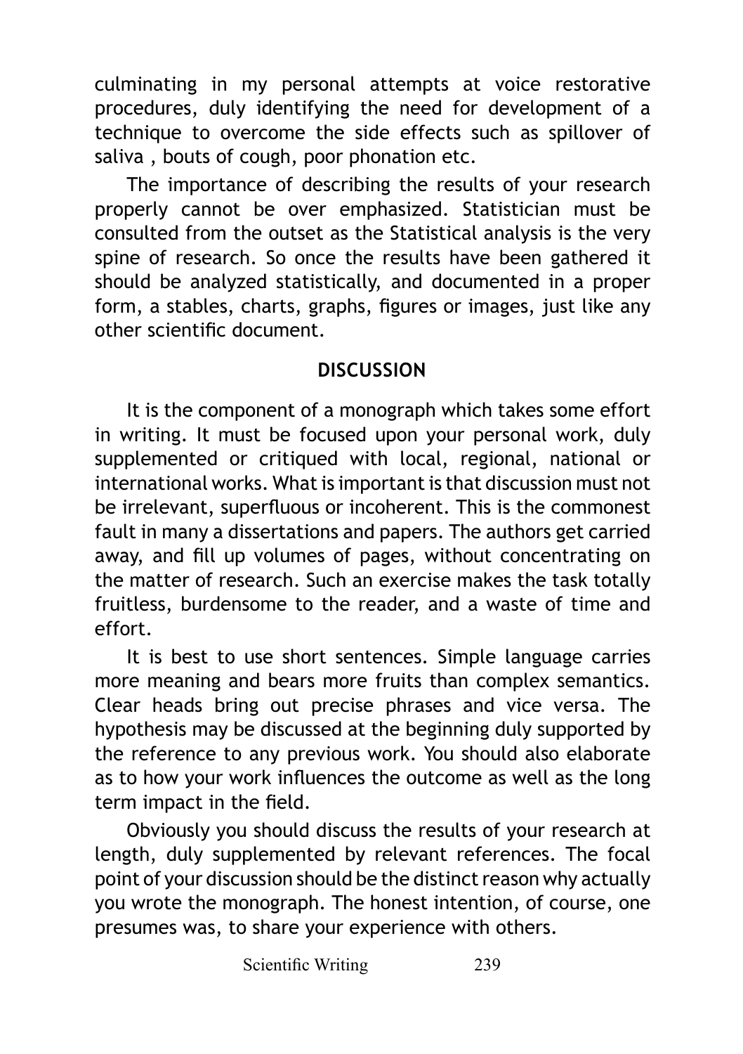culminating in my personal attempts at voice restorative procedures, duly identifying the need for development of a technique to overcome the side effects such as spillover of saliva , bouts of cough, poor phonation etc.

The importance of describing the results of your research properly cannot be over emphasized. Statistician must be consulted from the outset as the Statistical analysis is the very spine of research. So once the results have been gathered it should be analyzed statistically, and documented in a proper form, a stables, charts, graphs, figures or images, just like any other scientific document.

## DISCUSSION

It is the component of a monograph which takes some effort in writing. It must be focused upon your personal work, duly supplemented or critiqued with local, regional, national or international works. What is important is that discussion must not be irrelevant, superfluous or incoherent. This is the commonest fault in many a dissertations and papers. The authors get carried away, and fill up volumes of pages, without concentrating on the matter of research. Such an exercise makes the task totally fruitless, burdensome to the reader, and a waste of time and effort.

It is best to use short sentences. Simple language carries more meaning and bears more fruits than complex semantics. Clear heads bring out precise phrases and vice versa. The hypothesis may be discussed at the beginning duly supported by the reference to any previous work. You should also elaborate as to how your work influences the outcome as well as the long term impact in the field.

Obviously you should discuss the results of your research at length, duly supplemented by relevant references. The focal point of your discussion should be the distinct reason why actually you wrote the monograph. The honest intention, of course, one presumes was, to share your experience with others.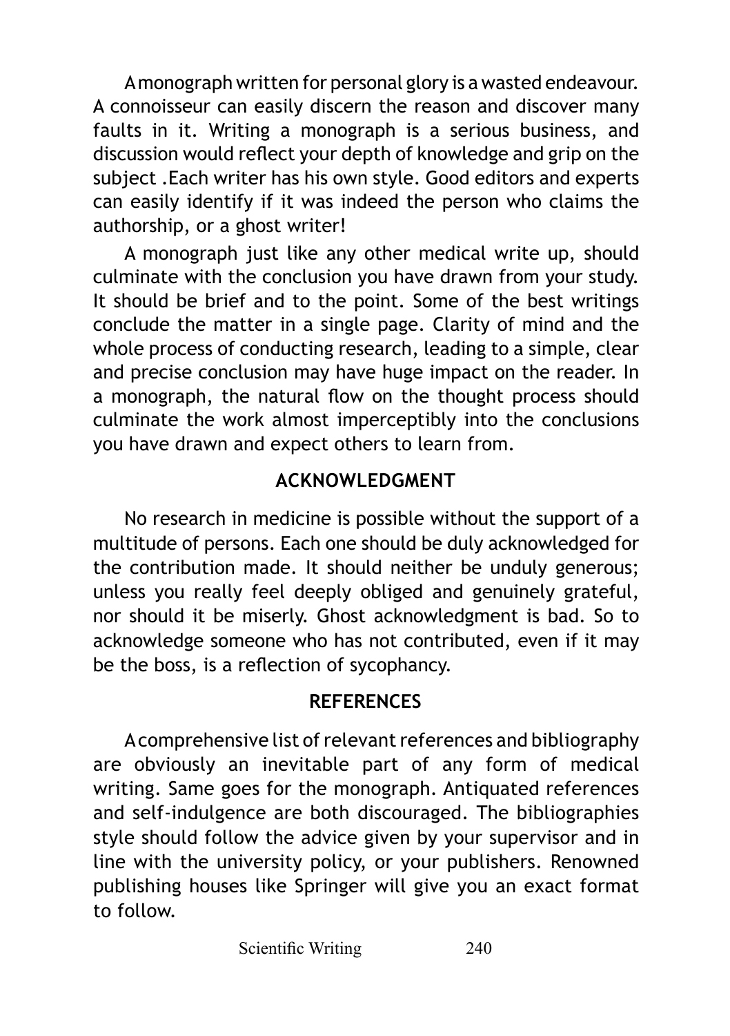A monograph written for personal glory is a wasted endeavour. A connoisseur can easily discern the reason and discover many faults in it. Writing a monograph is a serious business, and discussion would reflect your depth of knowledge and grip on the subject .Each writer has his own style. Good editors and experts can easily identify if it was indeed the person who claims the authorship, or a ghost writer!

A monograph just like any other medical write up, should culminate with the conclusion you have drawn from your study. It should be brief and to the point. Some of the best writings conclude the matter in a single page. Clarity of mind and the whole process of conducting research, leading to a simple, clear and precise conclusion may have huge impact on the reader. In a monograph, the natural flow on the thought process should culminate the work almost imperceptibly into the conclusions you have drawn and expect others to learn from.

## ACKNOWLEDGMENT

No research in medicine is possible without the support of a multitude of persons. Each one should be duly acknowledged for the contribution made. It should neither be unduly generous; unless you really feel deeply obliged and genuinely grateful, nor should it be miserly. Ghost acknowledgment is bad. So to acknowledge someone who has not contributed, even if it may be the boss, is a reflection of sycophancy.

## REFERENCES

A comprehensive list of relevant references and bibliography are obviously an inevitable part of any form of medical writing. Same goes for the monograph. Antiquated references and self-indulgence are both discouraged. The bibliographies style should follow the advice given by your supervisor and in line with the university policy, or your publishers. Renowned publishing houses like Springer will give you an exact format to follow.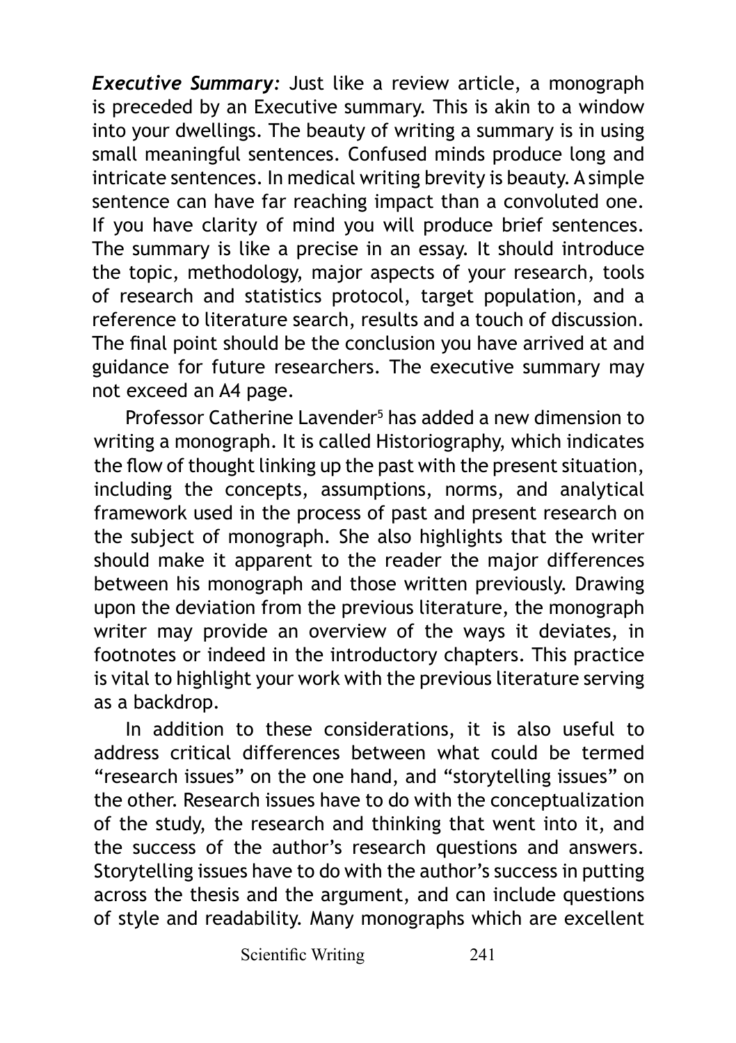***Executive Summary:*** Just like a review article, a monograph is preceded by an Executive summary. This is akin to a window into your dwellings. The beauty of writing a summary is in using small meaningful sentences. Confused minds produce long and intricate sentences. In medical writing brevity is beauty. A simple sentence can have far reaching impact than a convoluted one. If you have clarity of mind you will produce brief sentences. The summary is like a precise in an essay. It should introduce the topic, methodology, major aspects of your research, tools of research and statistics protocol, target population, and a reference to literature search, results and a touch of discussion. The final point should be the conclusion you have arrived at and guidance for future researchers. The executive summary may not exceed an A4 page.

Professor Catherine Lavender[5] has added a new dimension to writing a monograph. It is called Historiography, which indicates the flow of thought linking up the past with the present situation, including the concepts, assumptions, norms, and analytical framework used in the process of past and present research on the subject of monograph. She also highlights that the writer should make it apparent to the reader the major differences between his monograph and those written previously. Drawing upon the deviation from the previous literature, the monograph writer may provide an overview of the ways it deviates, in footnotes or indeed in the introductory chapters. This practice is vital to highlight your work with the previous literature serving as a backdrop.

In addition to these considerations, it is also useful to address critical differences between what could be termed "research issues" on the one hand, and "storytelling issues" on the other. Research issues have to do with the conceptualization of the study, the research and thinking that went into it, and the success of the author's research questions and answers. Storytelling issues have to do with the author's success in putting across the thesis and the argument, and can include questions of style and readability. Many monographs which are excellent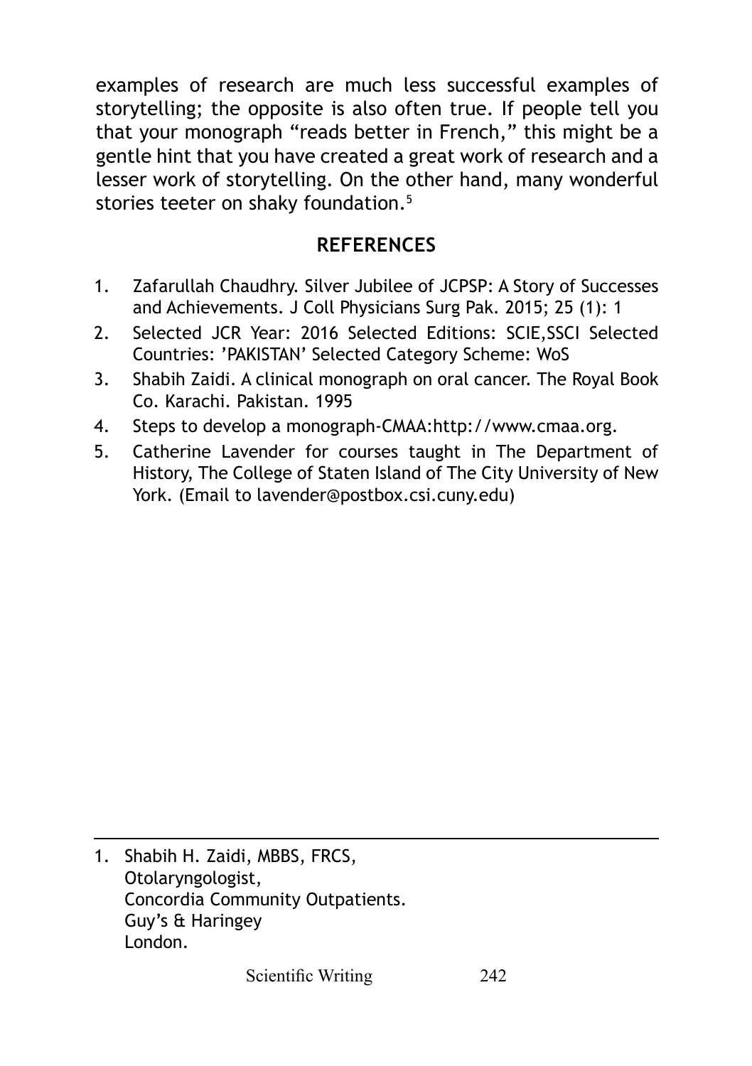examples of research are much less successful examples of storytelling; the opposite is also often true. If people tell you that your monograph "reads better in French," this might be a gentle hint that you have created a great work of research and a lesser work of storytelling. On the other hand, many wonderful stories teeter on shaky foundation.[5]

## REFERENCES

1. Zafarullah Chaudhry. Silver Jubilee of JCPSP: A Story of Successes and Achievements. J Coll Physicians Surg Pak. 2015; 25 (1): 1
2. Selected JCR Year: 2016 Selected Editions: SCIE,SSCI Selected Countries: 'PAKISTAN' Selected Category Scheme: WoS
3. Shabih Zaidi. A clinical monograph on oral cancer. The Royal Book Co. Karachi. Pakistan. 1995
4. Steps to develop a monograph-CMAA:http://www.cmaa.org.
5. Catherine Lavender for courses taught in The Department of History, The College of Staten Island of The City University of New York. (Email to lavender@postbox.csi.cuny.edu)

---

1. Shabih H. Zaidi, MBBS, FRCS,
   Otolaryngologist,
   Concordia Community Outpatients.
   Guy's & Haringey
   London.